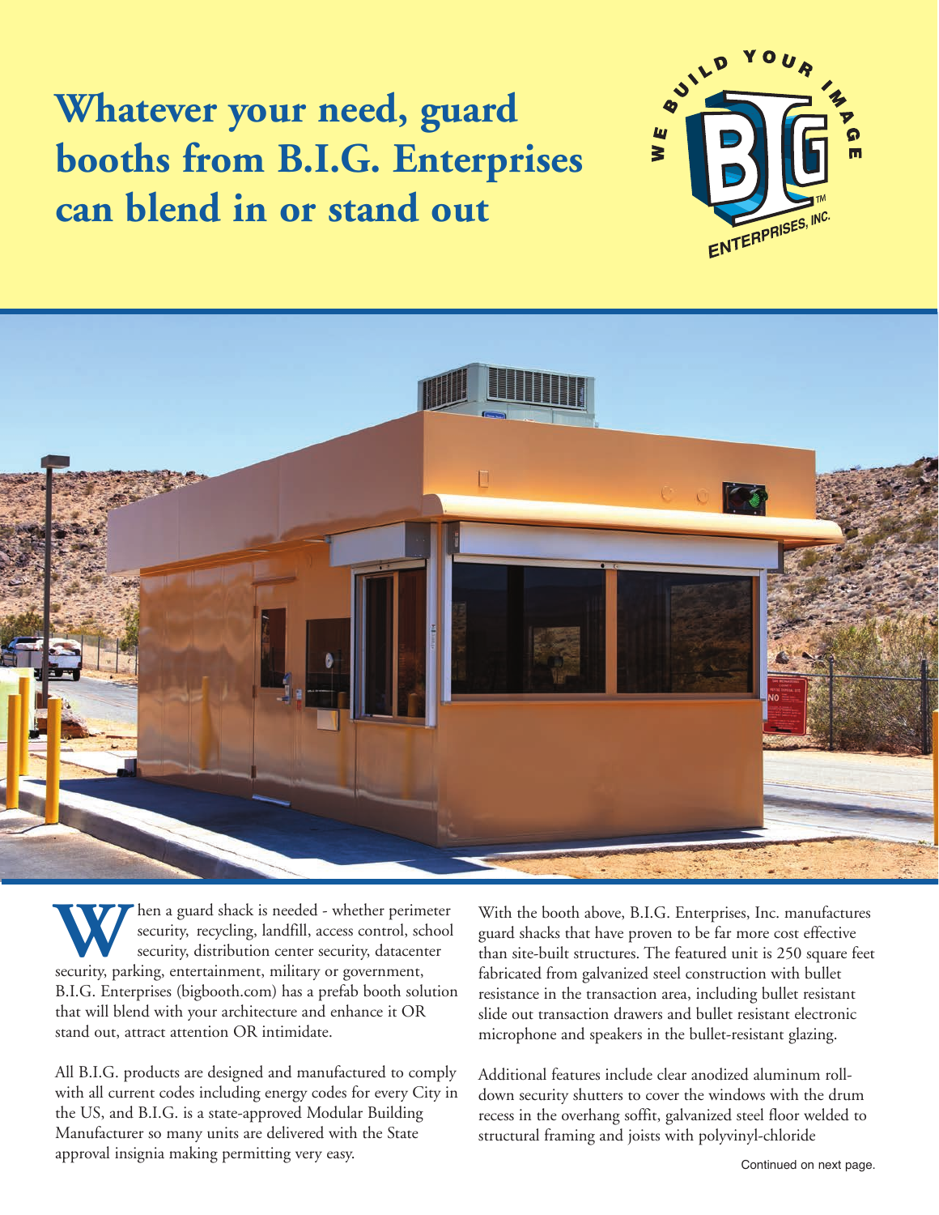# Whatever your need, guard booths from B.I.G. Enterprises can blend in or stand out

When a guard shack is needed - whether perimeter security, recycling, landfill, access control, school security, distribution center security, datacenter security, parking, entertainment, military or government, B.I.G. Enterprises (bigbooth.com) has a prefab booth solution that will blend with your architecture and enhance it OR stand out, attract attention OR intimidate.

All B.I.G. products are designed and manufactured to comply with all current codes including energy codes for every City in the US, and B.I.G. is a state-approved Modular Building Manufacturer so many units are delivered with the State approval insignia making permitting very easy.

With the booth above, B.I.G. Enterprises, Inc. manufactures guard shacks that have proven to be far more cost effective than site-built structures. The featured unit is 250 square feet fabricated from galvanized steel construction with bullet resistance in the transaction area, including bullet resistant slide out transaction drawers and bullet resistant electronic microphone and speakers in the bullet-resistant glazing.

Additional features include clear anodized aluminum roll-down security shutters to cover the windows with the drum recess in the overhang soffit, galvanized steel floor welded to structural framing and joists with polyvinyl-chloride

Continued on next page.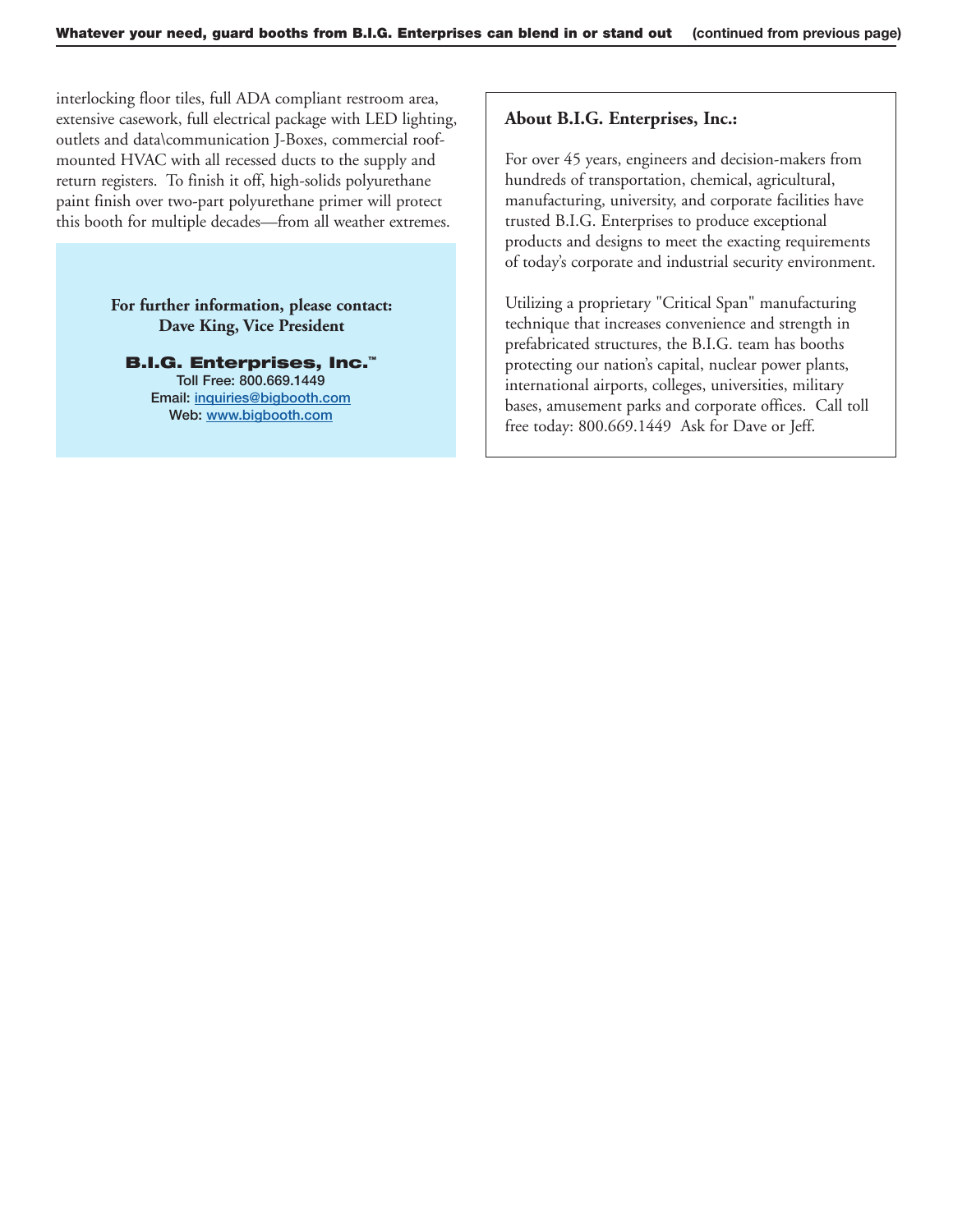interlocking floor tiles, full ADA compliant restroom area, extensive casework, full electrical package with LED lighting, outlets and data\communication J-Boxes, commercial roof-mounted HVAC with all recessed ducts to the supply and return registers. To finish it off, high-solids polyurethane paint finish over two-part polyurethane primer will protect this booth for multiple decades—from all weather extremes.

**For further information, please contact:**
**Dave King, Vice President**

**B.I.G. Enterprises, Inc.™**
Toll Free: 800.669.1449
Email: inquiries@bigbooth.com
Web: www.bigbooth.com

**About B.I.G. Enterprises, Inc.:**

For over 45 years, engineers and decision-makers from hundreds of transportation, chemical, agricultural, manufacturing, university, and corporate facilities have trusted B.I.G. Enterprises to produce exceptional products and designs to meet the exacting requirements of today's corporate and industrial security environment.

Utilizing a proprietary "Critical Span" manufacturing technique that increases convenience and strength in prefabricated structures, the B.I.G. team has booths protecting our nation's capital, nuclear power plants, international airports, colleges, universities, military bases, amusement parks and corporate offices. Call toll free today: 800.669.1449 Ask for Dave or Jeff.